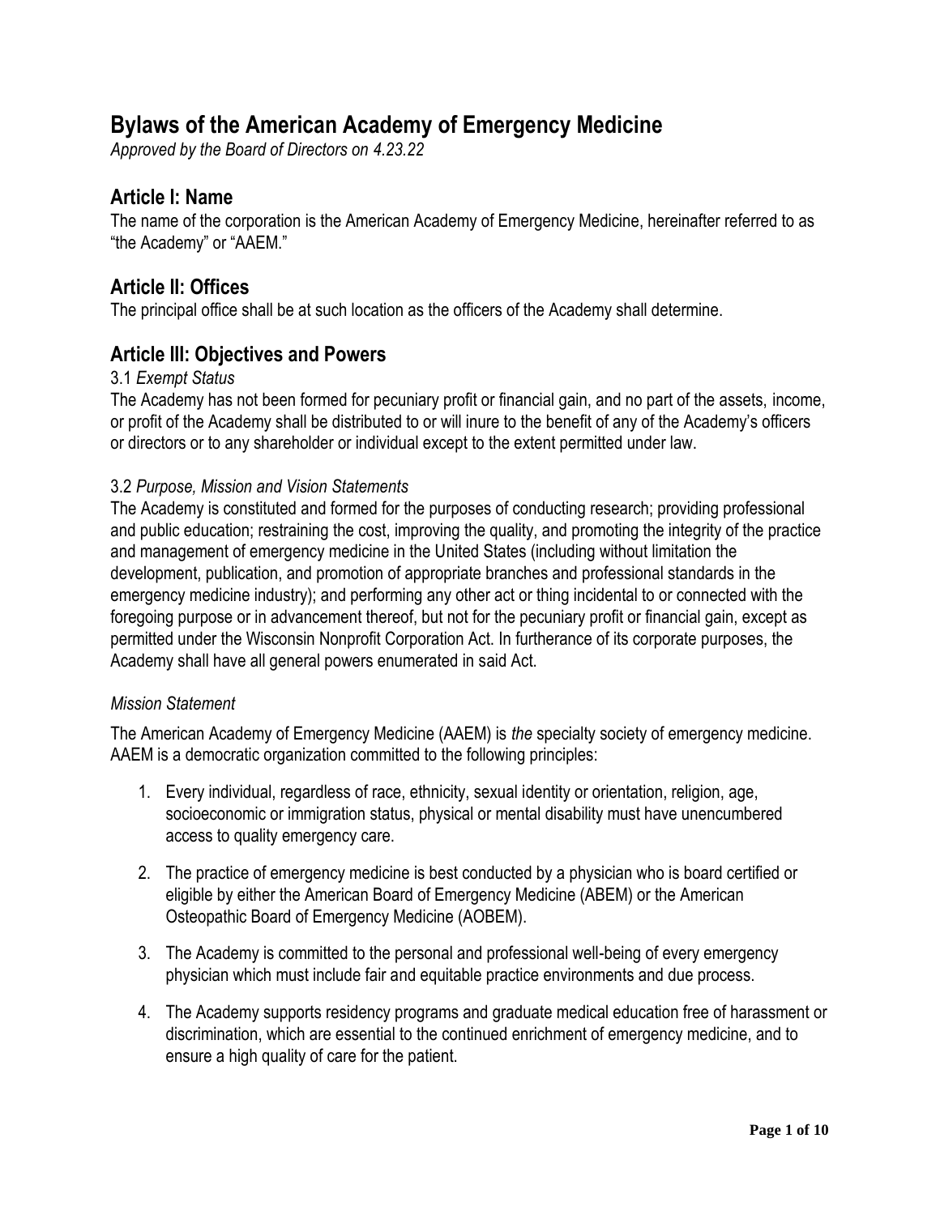# Bylaws of the American Academy of Emergency Medicine

*Approved by the Board of Directors on 4.23.22*

## Article I: Name

The name of the corporation is the American Academy of Emergency Medicine, hereinafter referred to as "the Academy" or "AAEM."

## Article II: Offices

The principal office shall be at such location as the officers of the Academy shall determine.

## Article III: Objectives and Powers

3.1 *Exempt Status*

The Academy has not been formed for pecuniary profit or financial gain, and no part of the assets, income, or profit of the Academy shall be distributed to or will inure to the benefit of any of the Academy's officers or directors or to any shareholder or individual except to the extent permitted under law.

3.2 *Purpose, Mission and Vision Statements*

The Academy is constituted and formed for the purposes of conducting research; providing professional and public education; restraining the cost, improving the quality, and promoting the integrity of the practice and management of emergency medicine in the United States (including without limitation the development, publication, and promotion of appropriate branches and professional standards in the emergency medicine industry); and performing any other act or thing incidental to or connected with the foregoing purpose or in advancement thereof, but not for the pecuniary profit or financial gain, except as permitted under the Wisconsin Nonprofit Corporation Act. In furtherance of its corporate purposes, the Academy shall have all general powers enumerated in said Act.

*Mission Statement*

The American Academy of Emergency Medicine (AAEM) is *the* specialty society of emergency medicine. AAEM is a democratic organization committed to the following principles:

1. Every individual, regardless of race, ethnicity, sexual identity or orientation, religion, age, socioeconomic or immigration status, physical or mental disability must have unencumbered access to quality emergency care.

2. The practice of emergency medicine is best conducted by a physician who is board certified or eligible by either the American Board of Emergency Medicine (ABEM) or the American Osteopathic Board of Emergency Medicine (AOBEM).

3. The Academy is committed to the personal and professional well-being of every emergency physician which must include fair and equitable practice environments and due process.

4. The Academy supports residency programs and graduate medical education free of harassment or discrimination, which are essential to the continued enrichment of emergency medicine, and to ensure a high quality of care for the patient.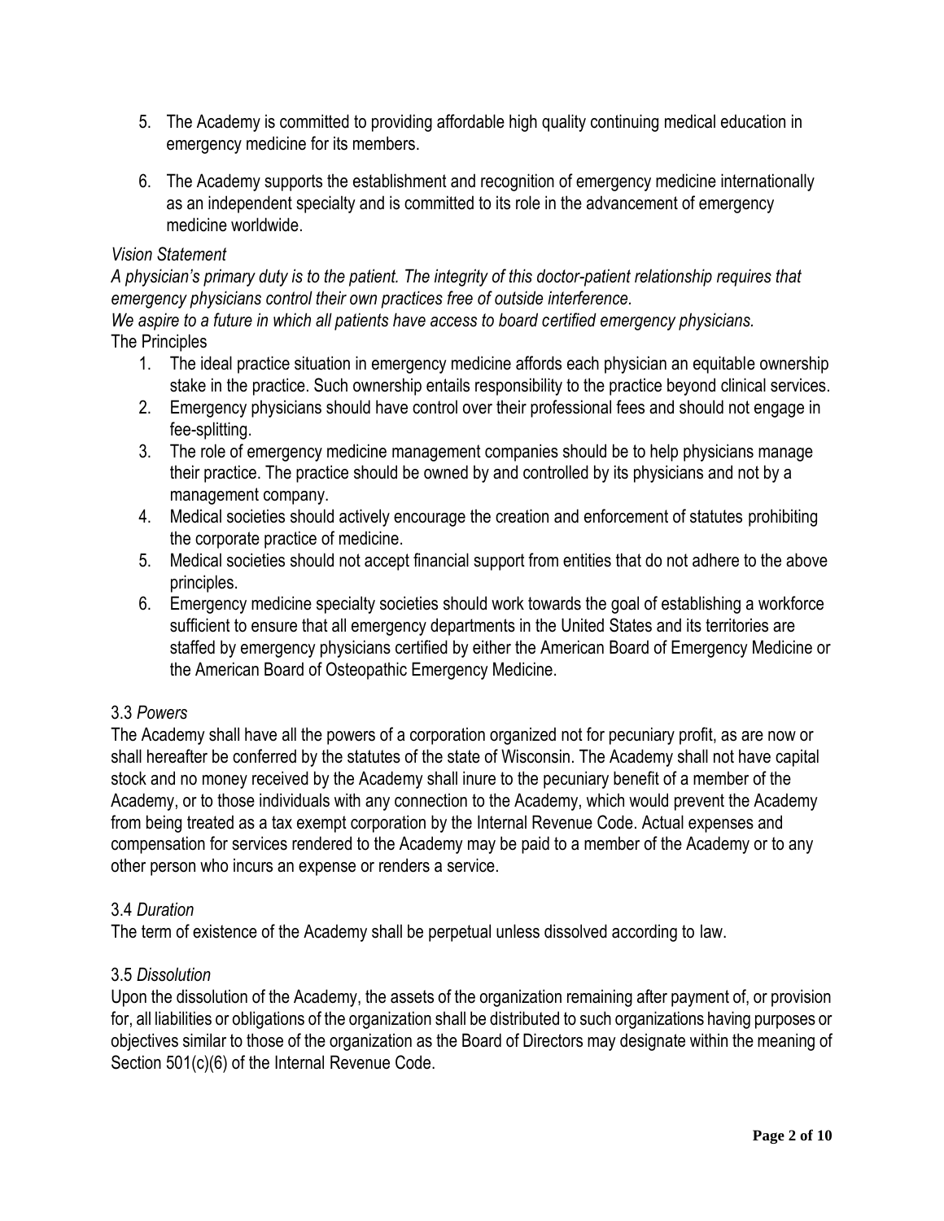5. The Academy is committed to providing affordable high quality continuing medical education in emergency medicine for its members.

6. The Academy supports the establishment and recognition of emergency medicine internationally as an independent specialty and is committed to its role in the advancement of emergency medicine worldwide.

*Vision Statement*

*A physician's primary duty is to the patient. The integrity of this doctor-patient relationship requires that emergency physicians control their own practices free of outside interference.*

*We aspire to a future in which all patients have access to board certified emergency physicians.*

The Principles

1. The ideal practice situation in emergency medicine affords each physician an equitable ownership stake in the practice. Such ownership entails responsibility to the practice beyond clinical services.
2. Emergency physicians should have control over their professional fees and should not engage in fee-splitting.
3. The role of emergency medicine management companies should be to help physicians manage their practice. The practice should be owned by and controlled by its physicians and not by a management company.
4. Medical societies should actively encourage the creation and enforcement of statutes prohibiting the corporate practice of medicine.
5. Medical societies should not accept financial support from entities that do not adhere to the above principles.
6. Emergency medicine specialty societies should work towards the goal of establishing a workforce sufficient to ensure that all emergency departments in the United States and its territories are staffed by emergency physicians certified by either the American Board of Emergency Medicine or the American Board of Osteopathic Emergency Medicine.

3.3 *Powers*

The Academy shall have all the powers of a corporation organized not for pecuniary profit, as are now or shall hereafter be conferred by the statutes of the state of Wisconsin. The Academy shall not have capital stock and no money received by the Academy shall inure to the pecuniary benefit of a member of the Academy, or to those individuals with any connection to the Academy, which would prevent the Academy from being treated as a tax exempt corporation by the Internal Revenue Code. Actual expenses and compensation for services rendered to the Academy may be paid to a member of the Academy or to any other person who incurs an expense or renders a service.

3.4 *Duration*

The term of existence of the Academy shall be perpetual unless dissolved according to law.

3.5 *Dissolution*

Upon the dissolution of the Academy, the assets of the organization remaining after payment of, or provision for, all liabilities or obligations of the organization shall be distributed to such organizations having purposes or objectives similar to those of the organization as the Board of Directors may designate within the meaning of Section 501(c)(6) of the Internal Revenue Code.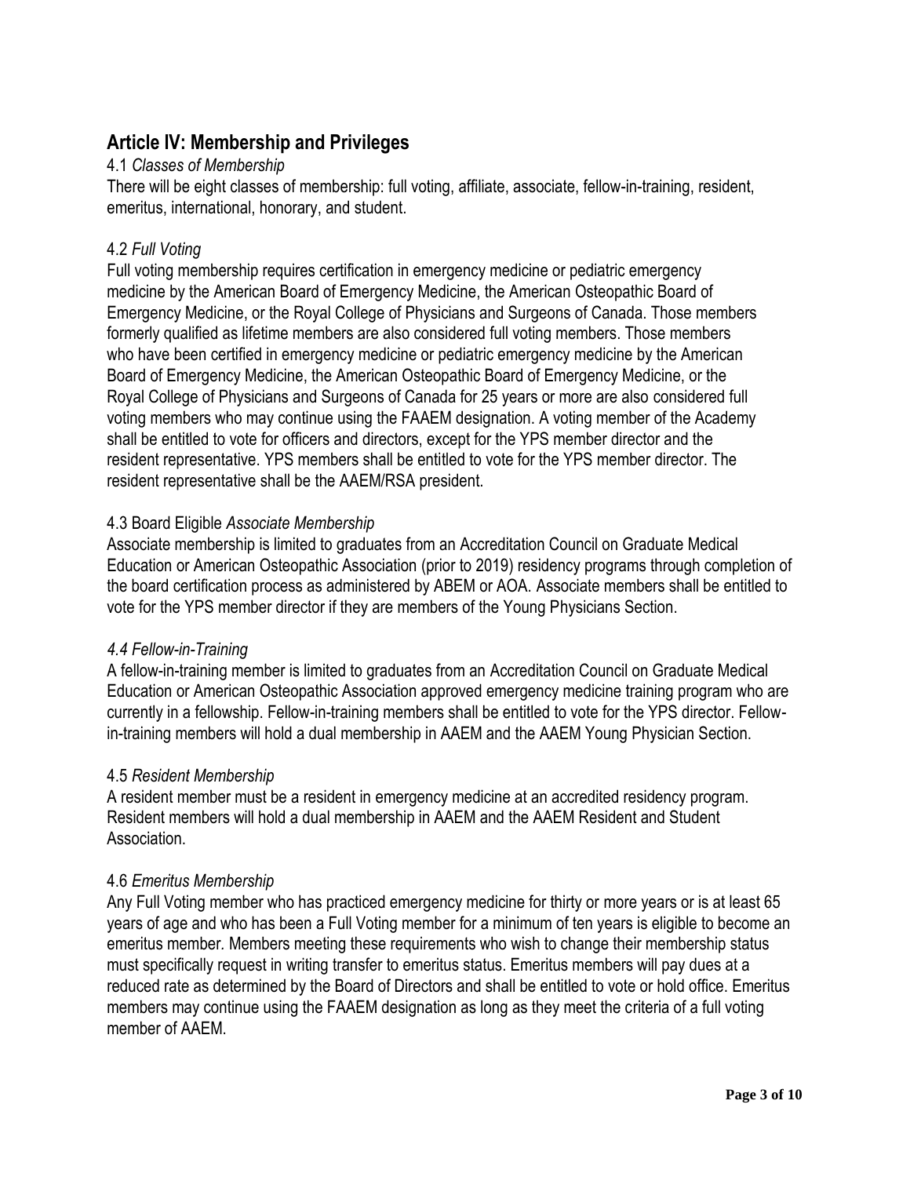## Article IV: Membership and Privileges

4.1 *Classes of Membership*

There will be eight classes of membership: full voting, affiliate, associate, fellow-in-training, resident, emeritus, international, honorary, and student.

4.2 *Full Voting*

Full voting membership requires certification in emergency medicine or pediatric emergency medicine by the American Board of Emergency Medicine, the American Osteopathic Board of Emergency Medicine, or the Royal College of Physicians and Surgeons of Canada. Those members formerly qualified as lifetime members are also considered full voting members. Those members who have been certified in emergency medicine or pediatric emergency medicine by the American Board of Emergency Medicine, the American Osteopathic Board of Emergency Medicine, or the Royal College of Physicians and Surgeons of Canada for 25 years or more are also considered full voting members who may continue using the FAAEM designation. A voting member of the Academy shall be entitled to vote for officers and directors, except for the YPS member director and the resident representative. YPS members shall be entitled to vote for the YPS member director. The resident representative shall be the AAEM/RSA president.

4.3 Board Eligible *Associate Membership*

Associate membership is limited to graduates from an Accreditation Council on Graduate Medical Education or American Osteopathic Association (prior to 2019) residency programs through completion of the board certification process as administered by ABEM or AOA. Associate members shall be entitled to vote for the YPS member director if they are members of the Young Physicians Section.

*4.4 Fellow-in-Training*

A fellow-in-training member is limited to graduates from an Accreditation Council on Graduate Medical Education or American Osteopathic Association approved emergency medicine training program who are currently in a fellowship. Fellow-in-training members shall be entitled to vote for the YPS director. Fellow-in-training members will hold a dual membership in AAEM and the AAEM Young Physician Section.

4.5 *Resident Membership*

A resident member must be a resident in emergency medicine at an accredited residency program. Resident members will hold a dual membership in AAEM and the AAEM Resident and Student Association.

4.6 *Emeritus Membership*

Any Full Voting member who has practiced emergency medicine for thirty or more years or is at least 65 years of age and who has been a Full Voting member for a minimum of ten years is eligible to become an emeritus member. Members meeting these requirements who wish to change their membership status must specifically request in writing transfer to emeritus status. Emeritus members will pay dues at a reduced rate as determined by the Board of Directors and shall be entitled to vote or hold office. Emeritus members may continue using the FAAEM designation as long as they meet the criteria of a full voting member of AAEM.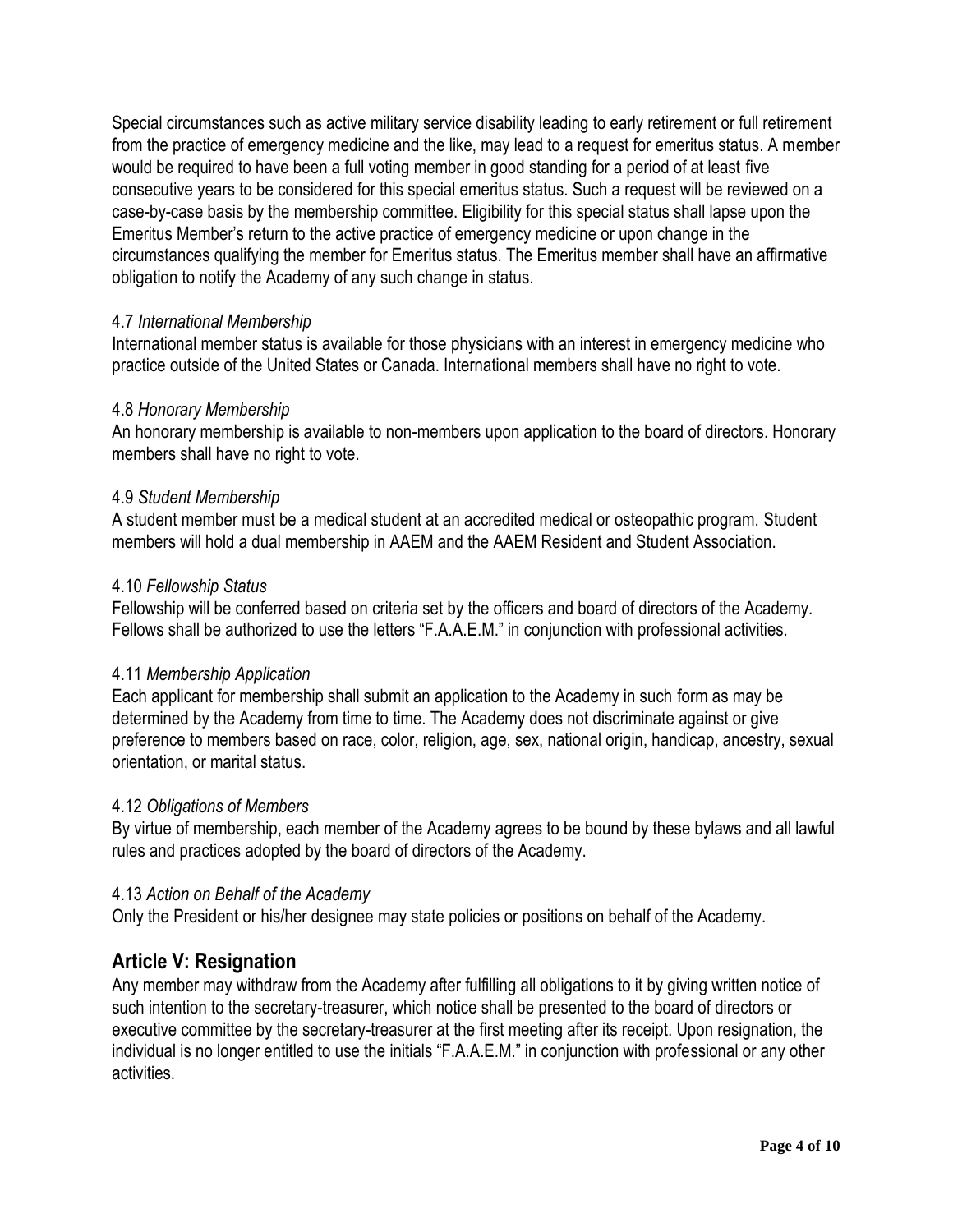Special circumstances such as active military service disability leading to early retirement or full retirement from the practice of emergency medicine and the like, may lead to a request for emeritus status. A member would be required to have been a full voting member in good standing for a period of at least five consecutive years to be considered for this special emeritus status. Such a request will be reviewed on a case-by-case basis by the membership committee. Eligibility for this special status shall lapse upon the Emeritus Member's return to the active practice of emergency medicine or upon change in the circumstances qualifying the member for Emeritus status. The Emeritus member shall have an affirmative obligation to notify the Academy of any such change in status.

4.7 *International Membership*
International member status is available for those physicians with an interest in emergency medicine who practice outside of the United States or Canada. International members shall have no right to vote.

4.8 *Honorary Membership*
An honorary membership is available to non-members upon application to the board of directors. Honorary members shall have no right to vote.

4.9 *Student Membership*
A student member must be a medical student at an accredited medical or osteopathic program. Student members will hold a dual membership in AAEM and the AAEM Resident and Student Association.

4.10 *Fellowship Status*
Fellowship will be conferred based on criteria set by the officers and board of directors of the Academy. Fellows shall be authorized to use the letters "F.A.A.E.M." in conjunction with professional activities.

4.11 *Membership Application*
Each applicant for membership shall submit an application to the Academy in such form as may be determined by the Academy from time to time. The Academy does not discriminate against or give preference to members based on race, color, religion, age, sex, national origin, handicap, ancestry, sexual orientation, or marital status.

4.12 *Obligations of Members*
By virtue of membership, each member of the Academy agrees to be bound by these bylaws and all lawful rules and practices adopted by the board of directors of the Academy.

4.13 *Action on Behalf of the Academy*
Only the President or his/her designee may state policies or positions on behalf of the Academy.

## Article V: Resignation

Any member may withdraw from the Academy after fulfilling all obligations to it by giving written notice of such intention to the secretary-treasurer, which notice shall be presented to the board of directors or executive committee by the secretary-treasurer at the first meeting after its receipt. Upon resignation, the individual is no longer entitled to use the initials "F.A.A.E.M." in conjunction with professional or any other activities.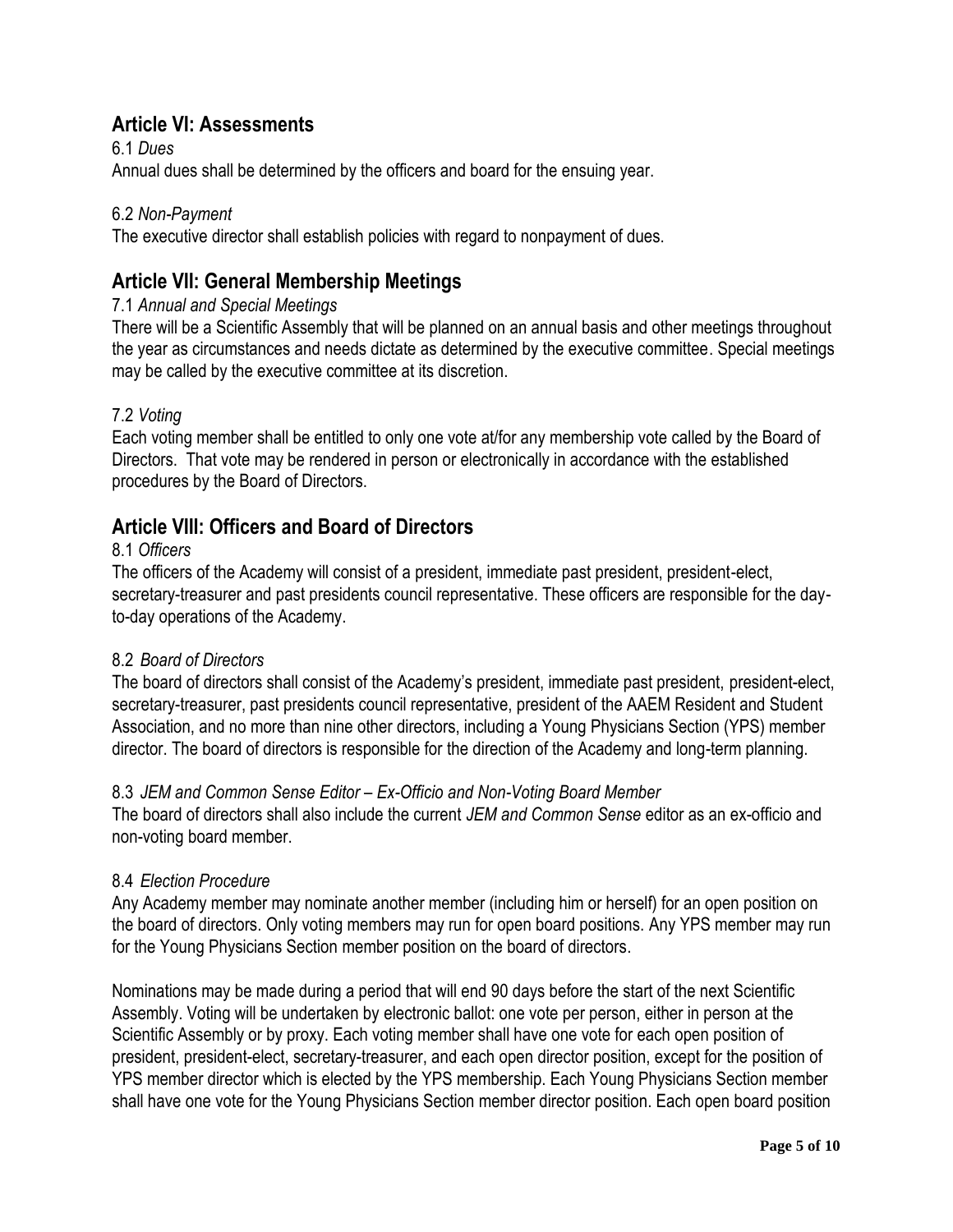## Article VI: Assessments

6.1 *Dues*

Annual dues shall be determined by the officers and board for the ensuing year.

6.2 *Non-Payment*

The executive director shall establish policies with regard to nonpayment of dues.

## Article VII: General Membership Meetings

7.1 *Annual and Special Meetings*

There will be a Scientific Assembly that will be planned on an annual basis and other meetings throughout the year as circumstances and needs dictate as determined by the executive committee. Special meetings may be called by the executive committee at its discretion.

7.2 *Voting*

Each voting member shall be entitled to only one vote at/for any membership vote called by the Board of Directors. That vote may be rendered in person or electronically in accordance with the established procedures by the Board of Directors.

## Article VIII: Officers and Board of Directors

8.1 *Officers*

The officers of the Academy will consist of a president, immediate past president, president-elect, secretary-treasurer and past presidents council representative. These officers are responsible for the day-to-day operations of the Academy.

8.2 *Board of Directors*

The board of directors shall consist of the Academy's president, immediate past president, president-elect, secretary-treasurer, past presidents council representative, president of the AAEM Resident and Student Association, and no more than nine other directors, including a Young Physicians Section (YPS) member director. The board of directors is responsible for the direction of the Academy and long-term planning.

8.3 *JEM and Common Sense Editor – Ex-Officio and Non-Voting Board Member*

The board of directors shall also include the current *JEM and Common Sense* editor as an ex-officio and non-voting board member.

8.4 *Election Procedure*

Any Academy member may nominate another member (including him or herself) for an open position on the board of directors. Only voting members may run for open board positions. Any YPS member may run for the Young Physicians Section member position on the board of directors.

Nominations may be made during a period that will end 90 days before the start of the next Scientific Assembly. Voting will be undertaken by electronic ballot: one vote per person, either in person at the Scientific Assembly or by proxy. Each voting member shall have one vote for each open position of president, president-elect, secretary-treasurer, and each open director position, except for the position of YPS member director which is elected by the YPS membership. Each Young Physicians Section member shall have one vote for the Young Physicians Section member director position. Each open board position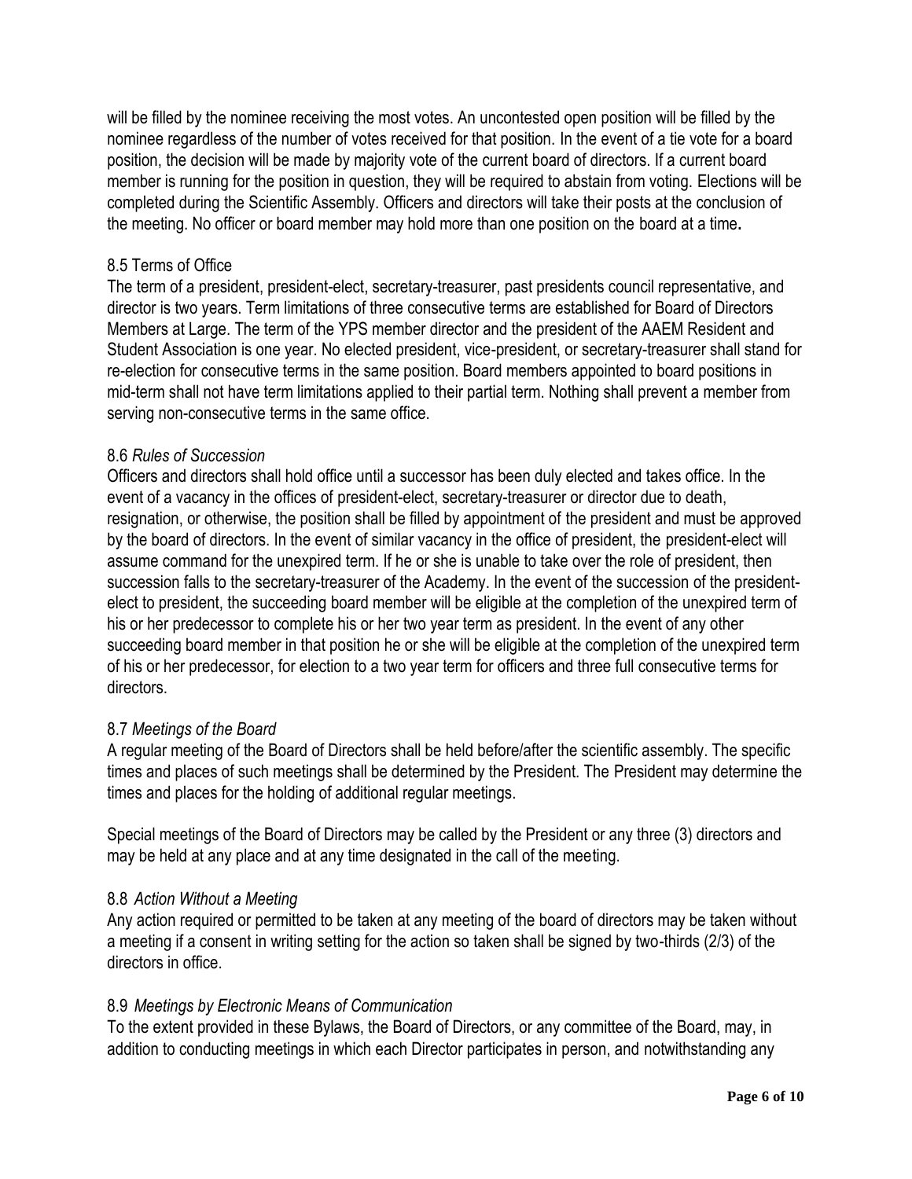will be filled by the nominee receiving the most votes. An uncontested open position will be filled by the nominee regardless of the number of votes received for that position. In the event of a tie vote for a board position, the decision will be made by majority vote of the current board of directors. If a current board member is running for the position in question, they will be required to abstain from voting. Elections will be completed during the Scientific Assembly. Officers and directors will take their posts at the conclusion of the meeting. No officer or board member may hold more than one position on the board at a time**.**

8.5 Terms of Office

The term of a president, president-elect, secretary-treasurer, past presidents council representative, and director is two years. Term limitations of three consecutive terms are established for Board of Directors Members at Large. The term of the YPS member director and the president of the AAEM Resident and Student Association is one year. No elected president, vice-president, or secretary-treasurer shall stand for re-election for consecutive terms in the same position. Board members appointed to board positions in mid-term shall not have term limitations applied to their partial term. Nothing shall prevent a member from serving non-consecutive terms in the same office.

8.6 *Rules of Succession*

Officers and directors shall hold office until a successor has been duly elected and takes office. In the event of a vacancy in the offices of president-elect, secretary-treasurer or director due to death, resignation, or otherwise, the position shall be filled by appointment of the president and must be approved by the board of directors. In the event of similar vacancy in the office of president, the president-elect will assume command for the unexpired term. If he or she is unable to take over the role of president, then succession falls to the secretary-treasurer of the Academy. In the event of the succession of the president-elect to president, the succeeding board member will be eligible at the completion of the unexpired term of his or her predecessor to complete his or her two year term as president. In the event of any other succeeding board member in that position he or she will be eligible at the completion of the unexpired term of his or her predecessor, for election to a two year term for officers and three full consecutive terms for directors.

8.7 *Meetings of the Board*

A regular meeting of the Board of Directors shall be held before/after the scientific assembly. The specific times and places of such meetings shall be determined by the President. The President may determine the times and places for the holding of additional regular meetings.

Special meetings of the Board of Directors may be called by the President or any three (3) directors and may be held at any place and at any time designated in the call of the meeting.

8.8 *Action Without a Meeting*

Any action required or permitted to be taken at any meeting of the board of directors may be taken without a meeting if a consent in writing setting for the action so taken shall be signed by two-thirds (2/3) of the directors in office.

8.9 *Meetings by Electronic Means of Communication*

To the extent provided in these Bylaws, the Board of Directors, or any committee of the Board, may, in addition to conducting meetings in which each Director participates in person, and notwithstanding any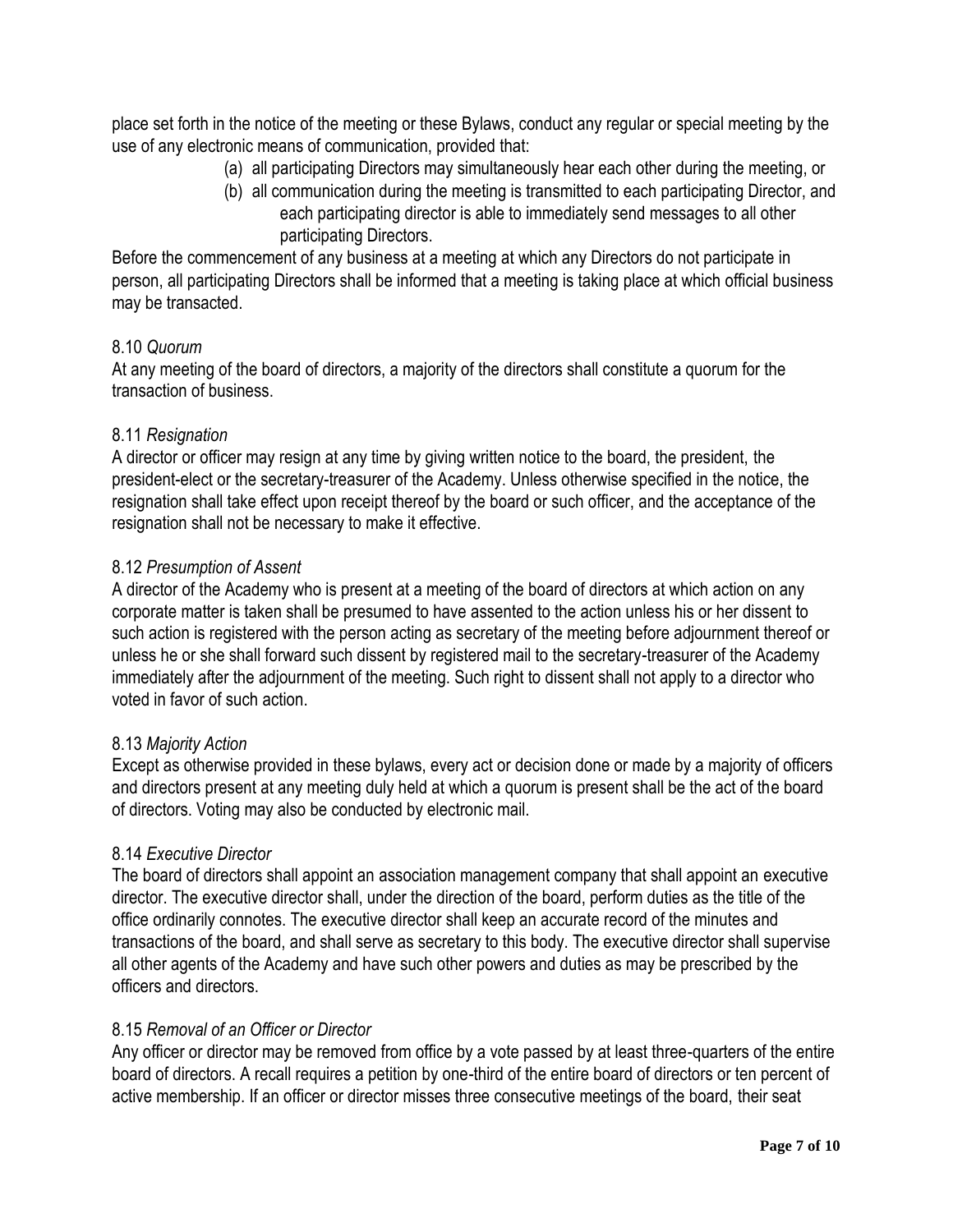place set forth in the notice of the meeting or these Bylaws, conduct any regular or special meeting by the use of any electronic means of communication, provided that:

(a) all participating Directors may simultaneously hear each other during the meeting, or
(b) all communication during the meeting is transmitted to each participating Director, and each participating director is able to immediately send messages to all other participating Directors.

Before the commencement of any business at a meeting at which any Directors do not participate in person, all participating Directors shall be informed that a meeting is taking place at which official business may be transacted.

8.10 *Quorum*

At any meeting of the board of directors, a majority of the directors shall constitute a quorum for the transaction of business.

8.11 *Resignation*

A director or officer may resign at any time by giving written notice to the board, the president, the president-elect or the secretary-treasurer of the Academy. Unless otherwise specified in the notice, the resignation shall take effect upon receipt thereof by the board or such officer, and the acceptance of the resignation shall not be necessary to make it effective.

8.12 *Presumption of Assent*

A director of the Academy who is present at a meeting of the board of directors at which action on any corporate matter is taken shall be presumed to have assented to the action unless his or her dissent to such action is registered with the person acting as secretary of the meeting before adjournment thereof or unless he or she shall forward such dissent by registered mail to the secretary-treasurer of the Academy immediately after the adjournment of the meeting. Such right to dissent shall not apply to a director who voted in favor of such action.

8.13 *Majority Action*

Except as otherwise provided in these bylaws, every act or decision done or made by a majority of officers and directors present at any meeting duly held at which a quorum is present shall be the act of the board of directors. Voting may also be conducted by electronic mail.

8.14 *Executive Director*

The board of directors shall appoint an association management company that shall appoint an executive director. The executive director shall, under the direction of the board, perform duties as the title of the office ordinarily connotes. The executive director shall keep an accurate record of the minutes and transactions of the board, and shall serve as secretary to this body. The executive director shall supervise all other agents of the Academy and have such other powers and duties as may be prescribed by the officers and directors.

8.15 *Removal of an Officer or Director*

Any officer or director may be removed from office by a vote passed by at least three-quarters of the entire board of directors. A recall requires a petition by one-third of the entire board of directors or ten percent of active membership. If an officer or director misses three consecutive meetings of the board, their seat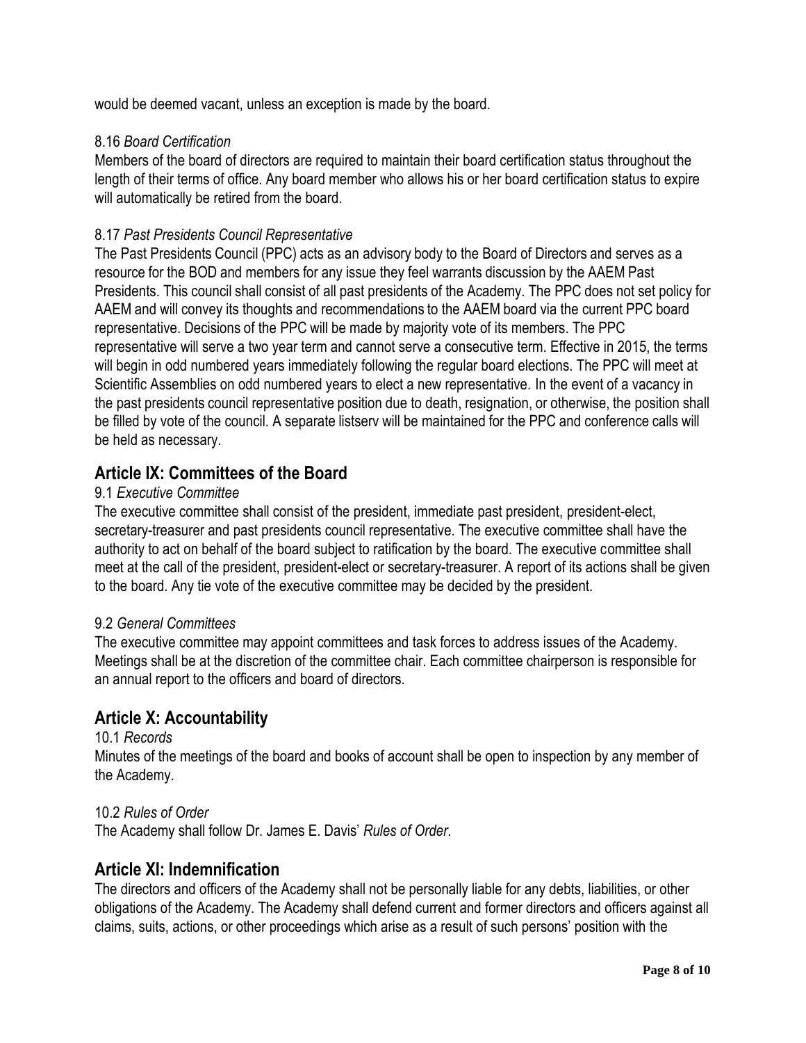would be deemed vacant, unless an exception is made by the board.

8.16 *Board Certification*

Members of the board of directors are required to maintain their board certification status throughout the length of their terms of office. Any board member who allows his or her board certification status to expire will automatically be retired from the board.

8.17 *Past Presidents Council Representative*

The Past Presidents Council (PPC) acts as an advisory body to the Board of Directors and serves as a resource for the BOD and members for any issue they feel warrants discussion by the AAEM Past Presidents. This council shall consist of all past presidents of the Academy. The PPC does not set policy for AAEM and will convey its thoughts and recommendations to the AAEM board via the current PPC board representative. Decisions of the PPC will be made by majority vote of its members. The PPC representative will serve a two year term and cannot serve a consecutive term. Effective in 2015, the terms will begin in odd numbered years immediately following the regular board elections. The PPC will meet at Scientific Assemblies on odd numbered years to elect a new representative. In the event of a vacancy in the past presidents council representative position due to death, resignation, or otherwise, the position shall be filled by vote of the council. A separate listserv will be maintained for the PPC and conference calls will be held as necessary.

## Article IX: Committees of the Board

9.1 *Executive Committee*

The executive committee shall consist of the president, immediate past president, president-elect, secretary-treasurer and past presidents council representative. The executive committee shall have the authority to act on behalf of the board subject to ratification by the board. The executive committee shall meet at the call of the president, president-elect or secretary-treasurer. A report of its actions shall be given to the board. Any tie vote of the executive committee may be decided by the president.

9.2 *General Committees*

The executive committee may appoint committees and task forces to address issues of the Academy. Meetings shall be at the discretion of the committee chair. Each committee chairperson is responsible for an annual report to the officers and board of directors.

## Article X: Accountability

10.1 *Records*

Minutes of the meetings of the board and books of account shall be open to inspection by any member of the Academy.

10.2 *Rules of Order*

The Academy shall follow Dr. James E. Davis' *Rules of Order*.

## Article XI: Indemnification

The directors and officers of the Academy shall not be personally liable for any debts, liabilities, or other obligations of the Academy. The Academy shall defend current and former directors and officers against all claims, suits, actions, or other proceedings which arise as a result of such persons' position with the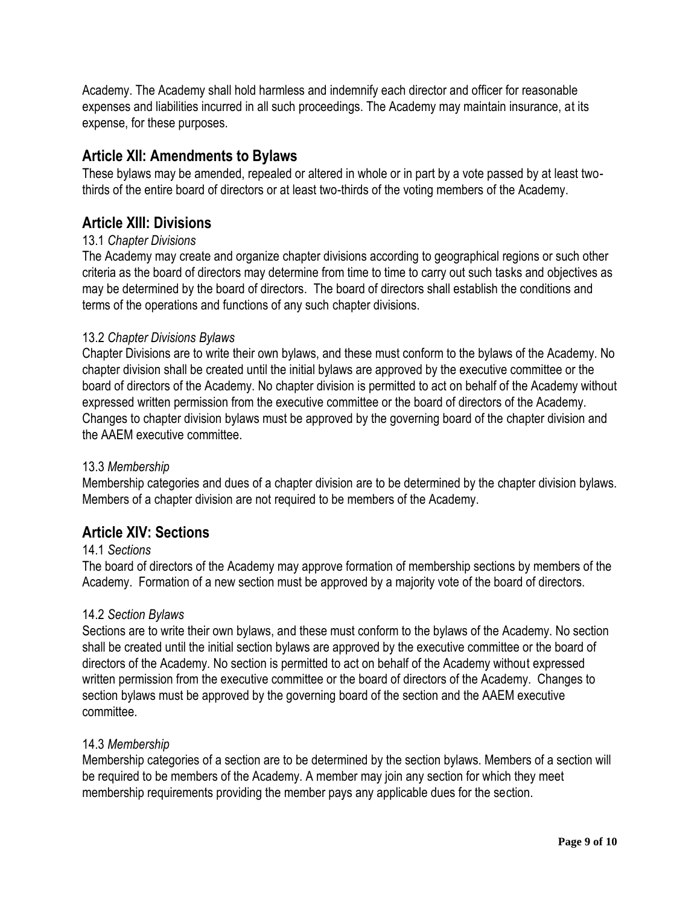Academy. The Academy shall hold harmless and indemnify each director and officer for reasonable expenses and liabilities incurred in all such proceedings. The Academy may maintain insurance, at its expense, for these purposes.

## Article XII: Amendments to Bylaws

These bylaws may be amended, repealed or altered in whole or in part by a vote passed by at least two-thirds of the entire board of directors or at least two-thirds of the voting members of the Academy.

## Article XIII: Divisions

13.1 *Chapter Divisions*

The Academy may create and organize chapter divisions according to geographical regions or such other criteria as the board of directors may determine from time to time to carry out such tasks and objectives as may be determined by the board of directors. The board of directors shall establish the conditions and terms of the operations and functions of any such chapter divisions.

13.2 *Chapter Divisions Bylaws*

Chapter Divisions are to write their own bylaws, and these must conform to the bylaws of the Academy. No chapter division shall be created until the initial bylaws are approved by the executive committee or the board of directors of the Academy. No chapter division is permitted to act on behalf of the Academy without expressed written permission from the executive committee or the board of directors of the Academy. Changes to chapter division bylaws must be approved by the governing board of the chapter division and the AAEM executive committee.

13.3 *Membership*

Membership categories and dues of a chapter division are to be determined by the chapter division bylaws. Members of a chapter division are not required to be members of the Academy.

## Article XIV: Sections

14.1 *Sections*

The board of directors of the Academy may approve formation of membership sections by members of the Academy. Formation of a new section must be approved by a majority vote of the board of directors.

14.2 *Section Bylaws*

Sections are to write their own bylaws, and these must conform to the bylaws of the Academy. No section shall be created until the initial section bylaws are approved by the executive committee or the board of directors of the Academy. No section is permitted to act on behalf of the Academy without expressed written permission from the executive committee or the board of directors of the Academy. Changes to section bylaws must be approved by the governing board of the section and the AAEM executive committee.

14.3 *Membership*

Membership categories of a section are to be determined by the section bylaws. Members of a section will be required to be members of the Academy. A member may join any section for which they meet membership requirements providing the member pays any applicable dues for the section.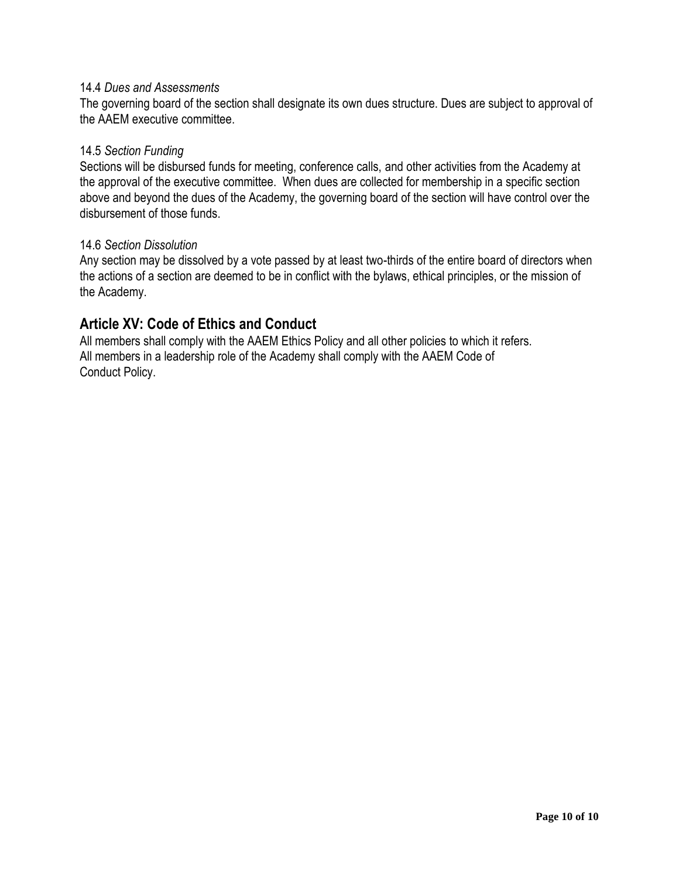14.4 *Dues and Assessments*

The governing board of the section shall designate its own dues structure. Dues are subject to approval of the AAEM executive committee.

14.5 *Section Funding*

Sections will be disbursed funds for meeting, conference calls, and other activities from the Academy at the approval of the executive committee. When dues are collected for membership in a specific section above and beyond the dues of the Academy, the governing board of the section will have control over the disbursement of those funds.

14.6 *Section Dissolution*

Any section may be dissolved by a vote passed by at least two-thirds of the entire board of directors when the actions of a section are deemed to be in conflict with the bylaws, ethical principles, or the mission of the Academy.

## Article XV: Code of Ethics and Conduct

All members shall comply with the AAEM Ethics Policy and all other policies to which it refers.
All members in a leadership role of the Academy shall comply with the AAEM Code of Conduct Policy.